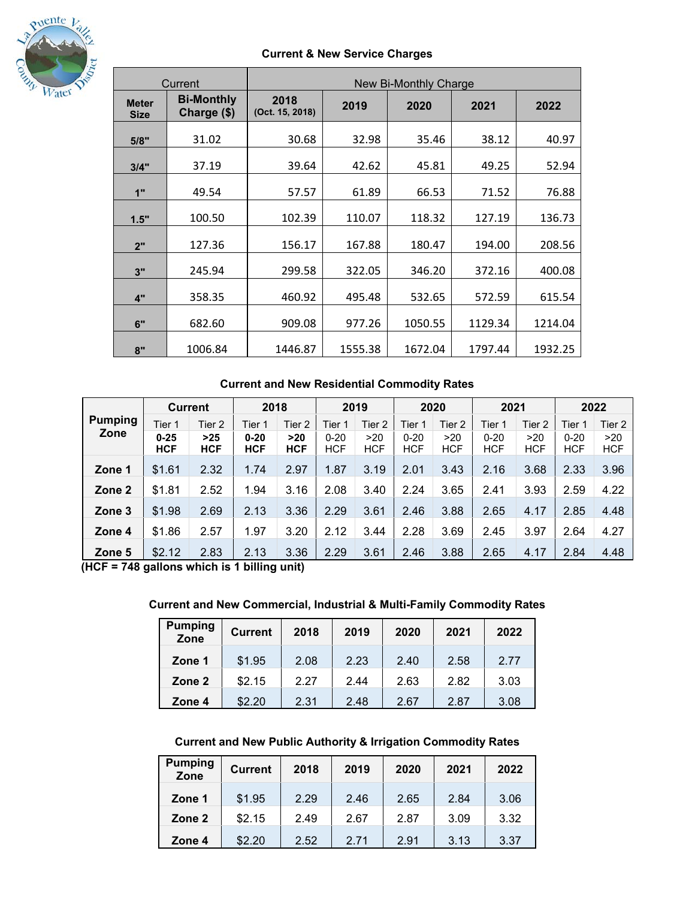## Current & New Service Charges

| Current | | New Bi-Monthly Charge | | | | |
|---|---|---|---|---|---|---|
| Meter Size | Bi-Monthly Charge ($) | 2018 (Oct. 15, 2018) | 2019 | 2020 | 2021 | 2022 |
| 5/8" | 31.02 | 30.68 | 32.98 | 35.46 | 38.12 | 40.97 |
| 3/4" | 37.19 | 39.64 | 42.62 | 45.81 | 49.25 | 52.94 |
| 1" | 49.54 | 57.57 | 61.89 | 66.53 | 71.52 | 76.88 |
| 1.5" | 100.50 | 102.39 | 110.07 | 118.32 | 127.19 | 136.73 |
| 2" | 127.36 | 156.17 | 167.88 | 180.47 | 194.00 | 208.56 |
| 3" | 245.94 | 299.58 | 322.05 | 346.20 | 372.16 | 400.08 |
| 4" | 358.35 | 460.92 | 495.48 | 532.65 | 572.59 | 615.54 |
| 6" | 682.60 | 909.08 | 977.26 | 1050.55 | 1129.34 | 1214.04 |
| 8" | 1006.84 | 1446.87 | 1555.38 | 1672.04 | 1797.44 | 1932.25 |

## Current and New Residential Commodity Rates

| Pumping Zone | Current | | 2018 | | 2019 | | 2020 | | 2021 | | 2022 | |
|---|---|---|---|---|---|---|---|---|---|---|---|---|
| | Tier 1 | Tier 2 | Tier 1 | Tier 2 | Tier 1 | Tier 2 | Tier 1 | Tier 2 | Tier 1 | Tier 2 | Tier 1 | Tier 2 |
| | **0-25 HCF** | **>25 HCF** | **0-20 HCF** | **>20 HCF** | 0-20 HCF | >20 HCF | 0-20 HCF | >20 HCF | 0-20 HCF | >20 HCF | 0-20 HCF | >20 HCF |
| Zone 1 | $1.61 | 2.32 | 1.74 | 2.97 | 1.87 | 3.19 | 2.01 | 3.43 | 2.16 | 3.68 | 2.33 | 3.96 |
| Zone 2 | $1.81 | 2.52 | 1.94 | 3.16 | 2.08 | 3.40 | 2.24 | 3.65 | 2.41 | 3.93 | 2.59 | 4.22 |
| Zone 3 | $1.98 | 2.69 | 2.13 | 3.36 | 2.29 | 3.61 | 2.46 | 3.88 | 2.65 | 4.17 | 2.85 | 4.48 |
| Zone 4 | $1.86 | 2.57 | 1.97 | 3.20 | 2.12 | 3.44 | 2.28 | 3.69 | 2.45 | 3.97 | 2.64 | 4.27 |
| Zone 5 | $2.12 | 2.83 | 2.13 | 3.36 | 2.29 | 3.61 | 2.46 | 3.88 | 2.65 | 4.17 | 2.84 | 4.48 |

**(HCF = 748 gallons which is 1 billing unit)**

## Current and New Commercial, Industrial & Multi-Family Commodity Rates

| Pumping Zone | Current | 2018 | 2019 | 2020 | 2021 | 2022 |
|---|---|---|---|---|---|---|
| Zone 1 | $1.95 | 2.08 | 2.23 | 2.40 | 2.58 | 2.77 |
| Zone 2 | $2.15 | 2.27 | 2.44 | 2.63 | 2.82 | 3.03 |
| Zone 4 | $2.20 | 2.31 | 2.48 | 2.67 | 2.87 | 3.08 |

## Current and New Public Authority & Irrigation Commodity Rates

| Pumping Zone | Current | 2018 | 2019 | 2020 | 2021 | 2022 |
|---|---|---|---|---|---|---|
| Zone 1 | $1.95 | 2.29 | 2.46 | 2.65 | 2.84 | 3.06 |
| Zone 2 | $2.15 | 2.49 | 2.67 | 2.87 | 3.09 | 3.32 |
| Zone 4 | $2.20 | 2.52 | 2.71 | 2.91 | 3.13 | 3.37 |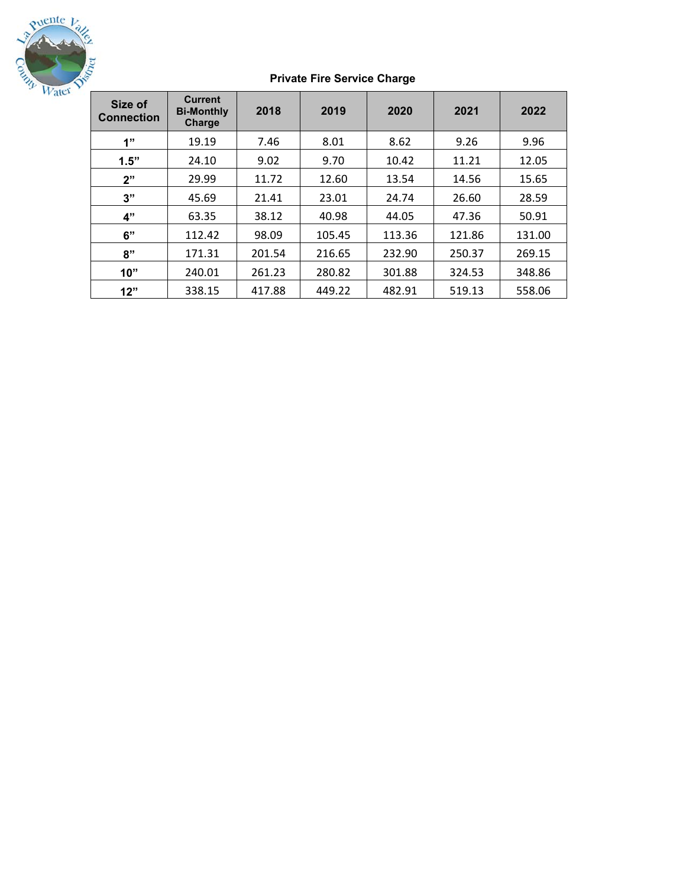## Private Fire Service Charge

| Size of Connection | Current Bi-Monthly Charge | 2018 | 2019 | 2020 | 2021 | 2022 |
|---|---|---|---|---|---|---|
| 1” | 19.19 | 7.46 | 8.01 | 8.62 | 9.26 | 9.96 |
| 1.5” | 24.10 | 9.02 | 9.70 | 10.42 | 11.21 | 12.05 |
| 2” | 29.99 | 11.72 | 12.60 | 13.54 | 14.56 | 15.65 |
| 3” | 45.69 | 21.41 | 23.01 | 24.74 | 26.60 | 28.59 |
| 4” | 63.35 | 38.12 | 40.98 | 44.05 | 47.36 | 50.91 |
| 6” | 112.42 | 98.09 | 105.45 | 113.36 | 121.86 | 131.00 |
| 8” | 171.31 | 201.54 | 216.65 | 232.90 | 250.37 | 269.15 |
| 10” | 240.01 | 261.23 | 280.82 | 301.88 | 324.53 | 348.86 |
| 12” | 338.15 | 417.88 | 449.22 | 482.91 | 519.13 | 558.06 |